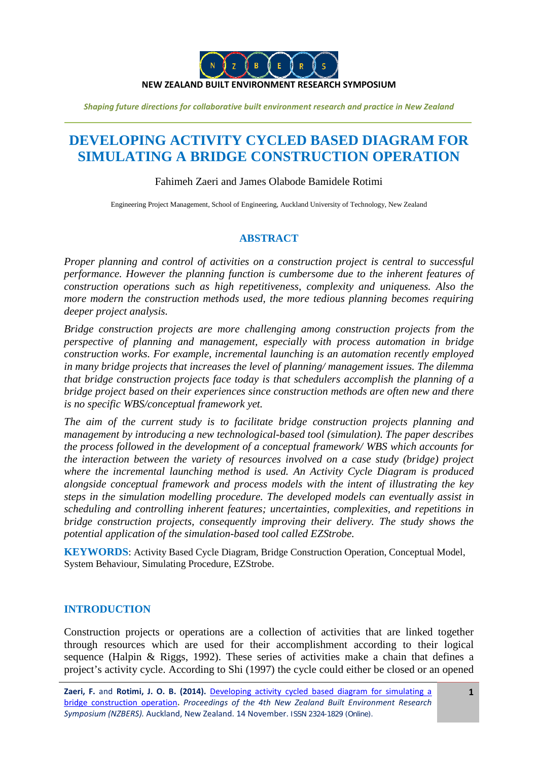NEW ZEALAND BUILT ENVIRONMENT RESEARCH SYMPOSIUM

*Shaping future directions for collaborative built environment research and practice in New Zealand*

# DEVELOPING ACTIVITY CYCLED BASED DIAGRAM FOR SIMULATING A BRIDGE CONSTRUCTION OPERATION

Fahimeh Zaeri and James Olabode Bamidele Rotimi

Engineering Project Management, School of Engineering, Auckland University of Technology, New Zealand

## ABSTRACT

*Proper planning and control of activities on a construction project is central to successful performance. However the planning function is cumbersome due to the inherent features of construction operations such as high repetitiveness, complexity and uniqueness. Also the more modern the construction methods used, the more tedious planning becomes requiring deeper project analysis.*

*Bridge construction projects are more challenging among construction projects from the perspective of planning and management, especially with process automation in bridge construction works. For example, incremental launching is an automation recently employed in many bridge projects that increases the level of planning/ management issues. The dilemma that bridge construction projects face today is that schedulers accomplish the planning of a bridge project based on their experiences since construction methods are often new and there is no specific WBS/conceptual framework yet.*

*The aim of the current study is to facilitate bridge construction projects planning and management by introducing a new technological-based tool (simulation). The paper describes the process followed in the development of a conceptual framework/ WBS which accounts for the interaction between the variety of resources involved on a case study (bridge) project where the incremental launching method is used. An Activity Cycle Diagram is produced alongside conceptual framework and process models with the intent of illustrating the key steps in the simulation modelling procedure. The developed models can eventually assist in scheduling and controlling inherent features; uncertainties, complexities, and repetitions in bridge construction projects, consequently improving their delivery. The study shows the potential application of the simulation-based tool called EZStrobe.*

**KEYWORDS**: Activity Based Cycle Diagram, Bridge Construction Operation, Conceptual Model, System Behaviour, Simulating Procedure, EZStrobe.

## INTRODUCTION

Construction projects or operations are a collection of activities that are linked together through resources which are used for their accomplishment according to their logical sequence (Halpin & Riggs, 1992). These series of activities make a chain that defines a project's activity cycle. According to Shi (1997) the cycle could either be closed or an opened

**Zaeri, F.** and **Rotimi, J. O. B. (2014).** Developing activity cycled based diagram for simulating a bridge construction operation. *Proceedings of the 4th New Zealand Built Environment Research Symposium (NZBERS).* Auckland, New Zealand. 14 November. ISSN 2324-1829 (Online).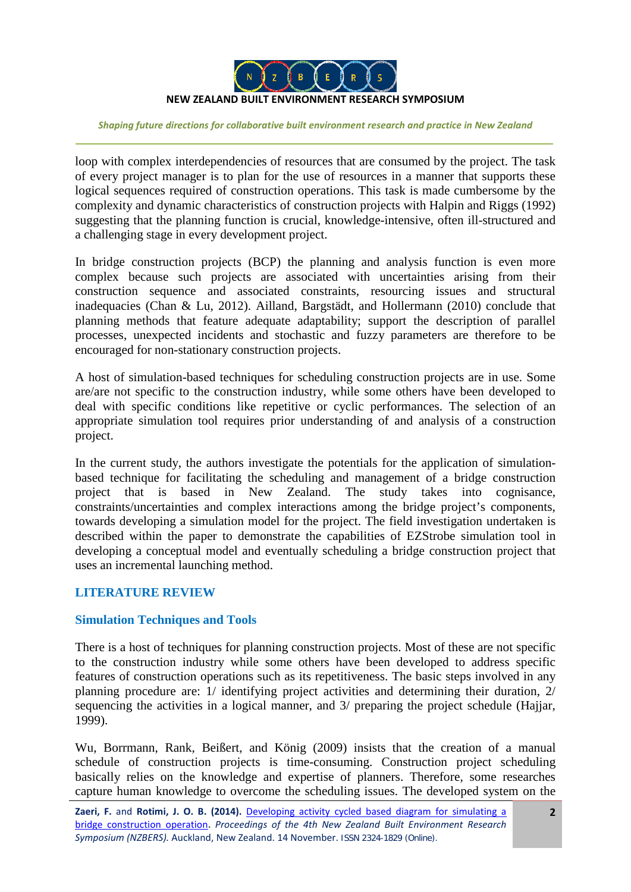loop with complex interdependencies of resources that are consumed by the project. The task of every project manager is to plan for the use of resources in a manner that supports these logical sequences required of construction operations. This task is made cumbersome by the complexity and dynamic characteristics of construction projects with Halpin and Riggs (1992) suggesting that the planning function is crucial, knowledge-intensive, often ill-structured and a challenging stage in every development project.

In bridge construction projects (BCP) the planning and analysis function is even more complex because such projects are associated with uncertainties arising from their construction sequence and associated constraints, resourcing issues and structural inadequacies (Chan & Lu, 2012). Ailland, Bargstädt, and Hollermann (2010) conclude that planning methods that feature adequate adaptability; support the description of parallel processes, unexpected incidents and stochastic and fuzzy parameters are therefore to be encouraged for non-stationary construction projects.

A host of simulation-based techniques for scheduling construction projects are in use. Some are/are not specific to the construction industry, while some others have been developed to deal with specific conditions like repetitive or cyclic performances. The selection of an appropriate simulation tool requires prior understanding of and analysis of a construction project.

In the current study, the authors investigate the potentials for the application of simulation-based technique for facilitating the scheduling and management of a bridge construction project that is based in New Zealand. The study takes into cognisance, constraints/uncertainties and complex interactions among the bridge project's components, towards developing a simulation model for the project. The field investigation undertaken is described within the paper to demonstrate the capabilities of EZStrobe simulation tool in developing a conceptual model and eventually scheduling a bridge construction project that uses an incremental launching method.

## LITERATURE REVIEW

### Simulation Techniques and Tools

There is a host of techniques for planning construction projects. Most of these are not specific to the construction industry while some others have been developed to address specific features of construction operations such as its repetitiveness. The basic steps involved in any planning procedure are: 1/ identifying project activities and determining their duration, 2/ sequencing the activities in a logical manner, and 3/ preparing the project schedule (Hajjar, 1999).

Wu, Borrmann, Rank, Beißert, and König (2009) insists that the creation of a manual schedule of construction projects is time-consuming. Construction project scheduling basically relies on the knowledge and expertise of planners. Therefore, some researches capture human knowledge to overcome the scheduling issues. The developed system on the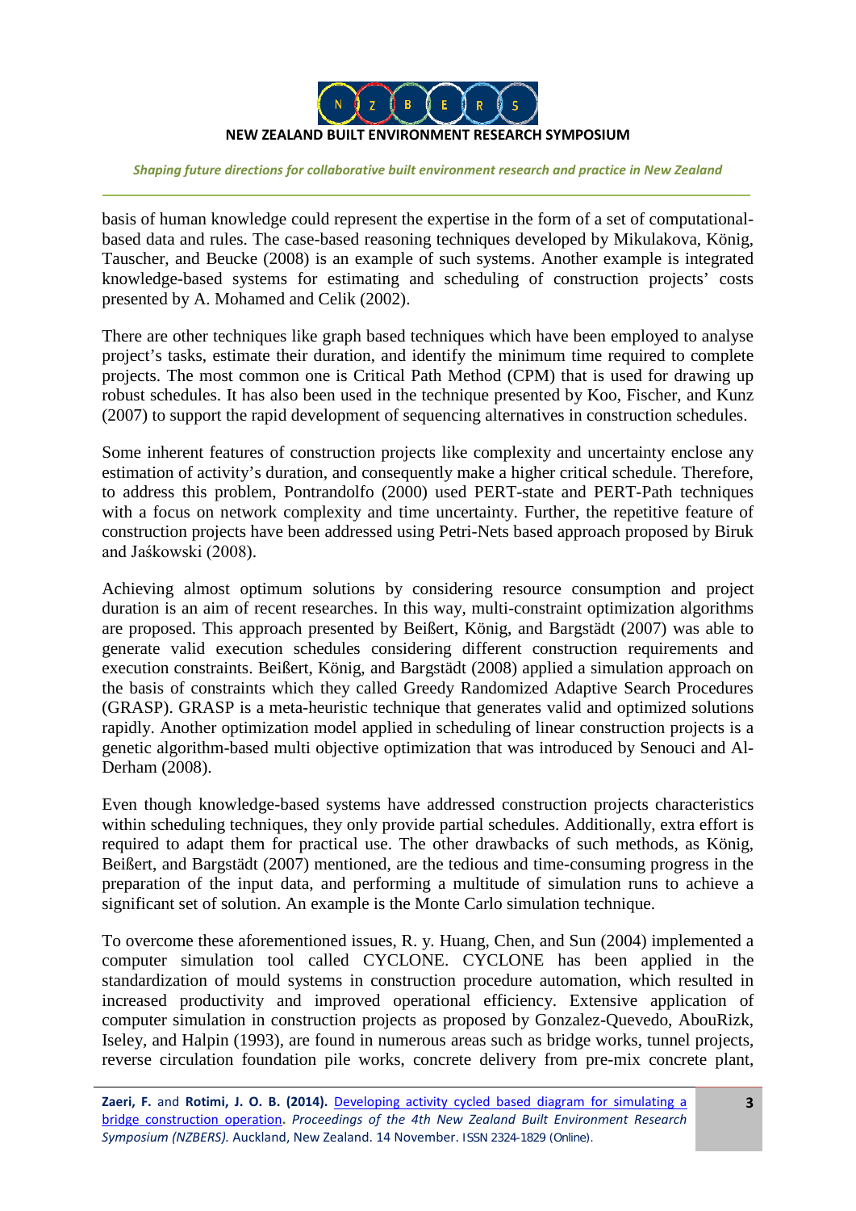basis of human knowledge could represent the expertise in the form of a set of computational-based data and rules. The case-based reasoning techniques developed by Mikulakova, König, Tauscher, and Beucke (2008) is an example of such systems. Another example is integrated knowledge-based systems for estimating and scheduling of construction projects' costs presented by A. Mohamed and Celik (2002).

There are other techniques like graph based techniques which have been employed to analyse project's tasks, estimate their duration, and identify the minimum time required to complete projects. The most common one is Critical Path Method (CPM) that is used for drawing up robust schedules. It has also been used in the technique presented by Koo, Fischer, and Kunz (2007) to support the rapid development of sequencing alternatives in construction schedules.

Some inherent features of construction projects like complexity and uncertainty enclose any estimation of activity's duration, and consequently make a higher critical schedule. Therefore, to address this problem, Pontrandolfo (2000) used PERT-state and PERT-Path techniques with a focus on network complexity and time uncertainty. Further, the repetitive feature of construction projects have been addressed using Petri-Nets based approach proposed by Biruk and Jaśkowski (2008).

Achieving almost optimum solutions by considering resource consumption and project duration is an aim of recent researches. In this way, multi-constraint optimization algorithms are proposed. This approach presented by Beißert, König, and Bargstädt (2007) was able to generate valid execution schedules considering different construction requirements and execution constraints. Beißert, König, and Bargstädt (2008) applied a simulation approach on the basis of constraints which they called Greedy Randomized Adaptive Search Procedures (GRASP). GRASP is a meta-heuristic technique that generates valid and optimized solutions rapidly. Another optimization model applied in scheduling of linear construction projects is a genetic algorithm-based multi objective optimization that was introduced by Senouci and Al-Derham (2008).

Even though knowledge-based systems have addressed construction projects characteristics within scheduling techniques, they only provide partial schedules. Additionally, extra effort is required to adapt them for practical use. The other drawbacks of such methods, as König, Beißert, and Bargstädt (2007) mentioned, are the tedious and time-consuming progress in the preparation of the input data, and performing a multitude of simulation runs to achieve a significant set of solution. An example is the Monte Carlo simulation technique.

To overcome these aforementioned issues, R. y. Huang, Chen, and Sun (2004) implemented a computer simulation tool called CYCLONE. CYCLONE has been applied in the standardization of mould systems in construction procedure automation, which resulted in increased productivity and improved operational efficiency. Extensive application of computer simulation in construction projects as proposed by Gonzalez-Quevedo, AbouRizk, Iseley, and Halpin (1993), are found in numerous areas such as bridge works, tunnel projects, reverse circulation foundation pile works, concrete delivery from pre-mix concrete plant,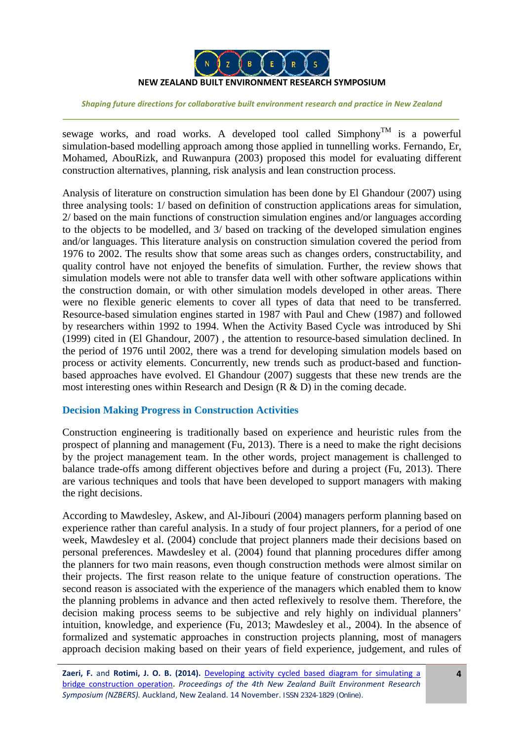sewage works, and road works. A developed tool called Simphony$^{TM}$ is a powerful simulation-based modelling approach among those applied in tunnelling works. Fernando, Er, Mohamed, AbouRizk, and Ruwanpura (2003) proposed this model for evaluating different construction alternatives, planning, risk analysis and lean construction process.

Analysis of literature on construction simulation has been done by El Ghandour (2007) using three analysing tools: 1/ based on definition of construction applications areas for simulation, 2/ based on the main functions of construction simulation engines and/or languages according to the objects to be modelled, and 3/ based on tracking of the developed simulation engines and/or languages. This literature analysis on construction simulation covered the period from 1976 to 2002. The results show that some areas such as changes orders, constructability, and quality control have not enjoyed the benefits of simulation. Further, the review shows that simulation models were not able to transfer data well with other software applications within the construction domain, or with other simulation models developed in other areas. There were no flexible generic elements to cover all types of data that need to be transferred. Resource-based simulation engines started in 1987 with Paul and Chew (1987) and followed by researchers within 1992 to 1994. When the Activity Based Cycle was introduced by Shi (1999) cited in (El Ghandour, 2007) , the attention to resource-based simulation declined. In the period of 1976 until 2002, there was a trend for developing simulation models based on process or activity elements. Concurrently, new trends such as product-based and function-based approaches have evolved. El Ghandour (2007) suggests that these new trends are the most interesting ones within Research and Design (R & D) in the coming decade.

## Decision Making Progress in Construction Activities

Construction engineering is traditionally based on experience and heuristic rules from the prospect of planning and management (Fu, 2013). There is a need to make the right decisions by the project management team. In the other words, project management is challenged to balance trade-offs among different objectives before and during a project (Fu, 2013). There are various techniques and tools that have been developed to support managers with making the right decisions.

According to Mawdesley, Askew, and Al-Jibouri (2004) managers perform planning based on experience rather than careful analysis. In a study of four project planners, for a period of one week, Mawdesley et al. (2004) conclude that project planners made their decisions based on personal preferences. Mawdesley et al. (2004) found that planning procedures differ among the planners for two main reasons, even though construction methods were almost similar on their projects. The first reason relate to the unique feature of construction operations. The second reason is associated with the experience of the managers which enabled them to know the planning problems in advance and then acted reflexively to resolve them. Therefore, the decision making process seems to be subjective and rely highly on individual planners' intuition, knowledge, and experience (Fu, 2013; Mawdesley et al., 2004). In the absence of formalized and systematic approaches in construction projects planning, most of managers approach decision making based on their years of field experience, judgement, and rules of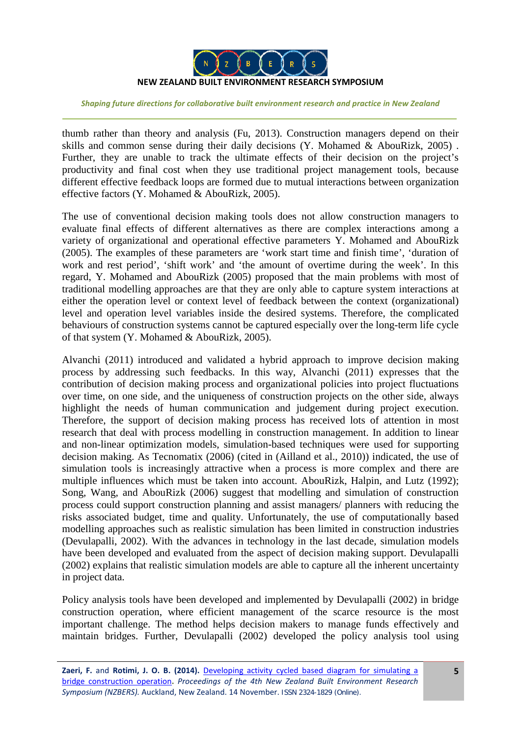thumb rather than theory and analysis (Fu, 2013). Construction managers depend on their skills and common sense during their daily decisions (Y. Mohamed & AbouRizk, 2005) . Further, they are unable to track the ultimate effects of their decision on the project's productivity and final cost when they use traditional project management tools, because different effective feedback loops are formed due to mutual interactions between organization effective factors (Y. Mohamed & AbouRizk, 2005).

The use of conventional decision making tools does not allow construction managers to evaluate final effects of different alternatives as there are complex interactions among a variety of organizational and operational effective parameters Y. Mohamed and AbouRizk (2005). The examples of these parameters are 'work start time and finish time', 'duration of work and rest period', 'shift work' and 'the amount of overtime during the week'. In this regard, Y. Mohamed and AbouRizk (2005) proposed that the main problems with most of traditional modelling approaches are that they are only able to capture system interactions at either the operation level or context level of feedback between the context (organizational) level and operation level variables inside the desired systems. Therefore, the complicated behaviours of construction systems cannot be captured especially over the long-term life cycle of that system (Y. Mohamed & AbouRizk, 2005).

Alvanchi (2011) introduced and validated a hybrid approach to improve decision making process by addressing such feedbacks. In this way, Alvanchi (2011) expresses that the contribution of decision making process and organizational policies into project fluctuations over time, on one side, and the uniqueness of construction projects on the other side, always highlight the needs of human communication and judgement during project execution. Therefore, the support of decision making process has received lots of attention in most research that deal with process modelling in construction management. In addition to linear and non-linear optimization models, simulation-based techniques were used for supporting decision making. As Tecnomatix (2006) (cited in (Ailland et al., 2010)) indicated, the use of simulation tools is increasingly attractive when a process is more complex and there are multiple influences which must be taken into account. AbouRizk, Halpin, and Lutz (1992); Song, Wang, and AbouRizk (2006) suggest that modelling and simulation of construction process could support construction planning and assist managers/ planners with reducing the risks associated budget, time and quality. Unfortunately, the use of computationally based modelling approaches such as realistic simulation has been limited in construction industries (Devulapalli, 2002). With the advances in technology in the last decade, simulation models have been developed and evaluated from the aspect of decision making support. Devulapalli (2002) explains that realistic simulation models are able to capture all the inherent uncertainty in project data.

Policy analysis tools have been developed and implemented by Devulapalli (2002) in bridge construction operation, where efficient management of the scarce resource is the most important challenge. The method helps decision makers to manage funds effectively and maintain bridges. Further, Devulapalli (2002) developed the policy analysis tool using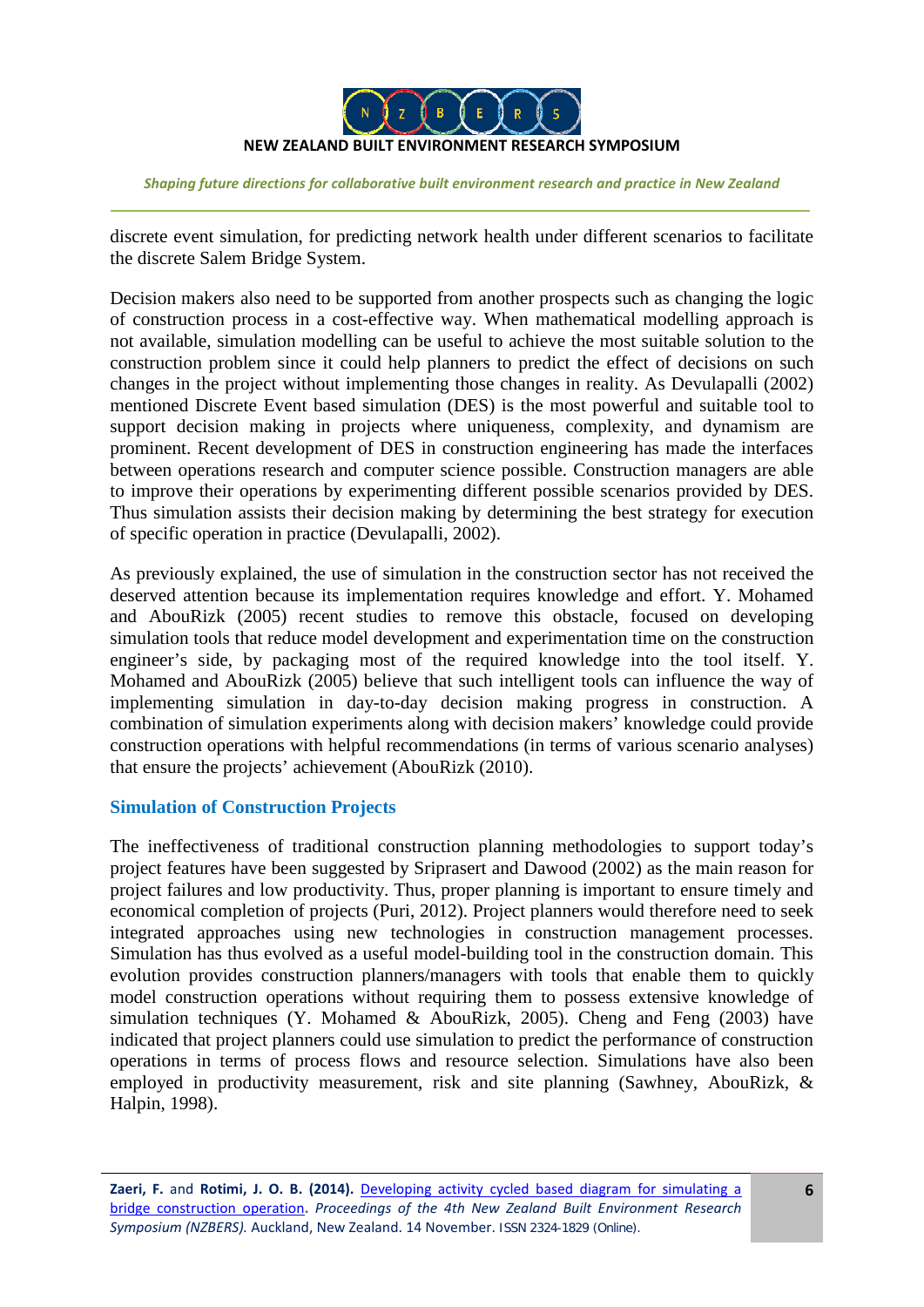discrete event simulation, for predicting network health under different scenarios to facilitate the discrete Salem Bridge System.

Decision makers also need to be supported from another prospects such as changing the logic of construction process in a cost-effective way. When mathematical modelling approach is not available, simulation modelling can be useful to achieve the most suitable solution to the construction problem since it could help planners to predict the effect of decisions on such changes in the project without implementing those changes in reality. As Devulapalli (2002) mentioned Discrete Event based simulation (DES) is the most powerful and suitable tool to support decision making in projects where uniqueness, complexity, and dynamism are prominent. Recent development of DES in construction engineering has made the interfaces between operations research and computer science possible. Construction managers are able to improve their operations by experimenting different possible scenarios provided by DES. Thus simulation assists their decision making by determining the best strategy for execution of specific operation in practice (Devulapalli, 2002).

As previously explained, the use of simulation in the construction sector has not received the deserved attention because its implementation requires knowledge and effort. Y. Mohamed and AbouRizk (2005) recent studies to remove this obstacle, focused on developing simulation tools that reduce model development and experimentation time on the construction engineer's side, by packaging most of the required knowledge into the tool itself. Y. Mohamed and AbouRizk (2005) believe that such intelligent tools can influence the way of implementing simulation in day-to-day decision making progress in construction. A combination of simulation experiments along with decision makers' knowledge could provide construction operations with helpful recommendations (in terms of various scenario analyses) that ensure the projects' achievement (AbouRizk (2010).

## Simulation of Construction Projects

The ineffectiveness of traditional construction planning methodologies to support today's project features have been suggested by Sriprasert and Dawood (2002) as the main reason for project failures and low productivity. Thus, proper planning is important to ensure timely and economical completion of projects (Puri, 2012). Project planners would therefore need to seek integrated approaches using new technologies in construction management processes. Simulation has thus evolved as a useful model-building tool in the construction domain. This evolution provides construction planners/managers with tools that enable them to quickly model construction operations without requiring them to possess extensive knowledge of simulation techniques (Y. Mohamed & AbouRizk, 2005). Cheng and Feng (2003) have indicated that project planners could use simulation to predict the performance of construction operations in terms of process flows and resource selection. Simulations have also been employed in productivity measurement, risk and site planning (Sawhney, AbouRizk, & Halpin, 1998).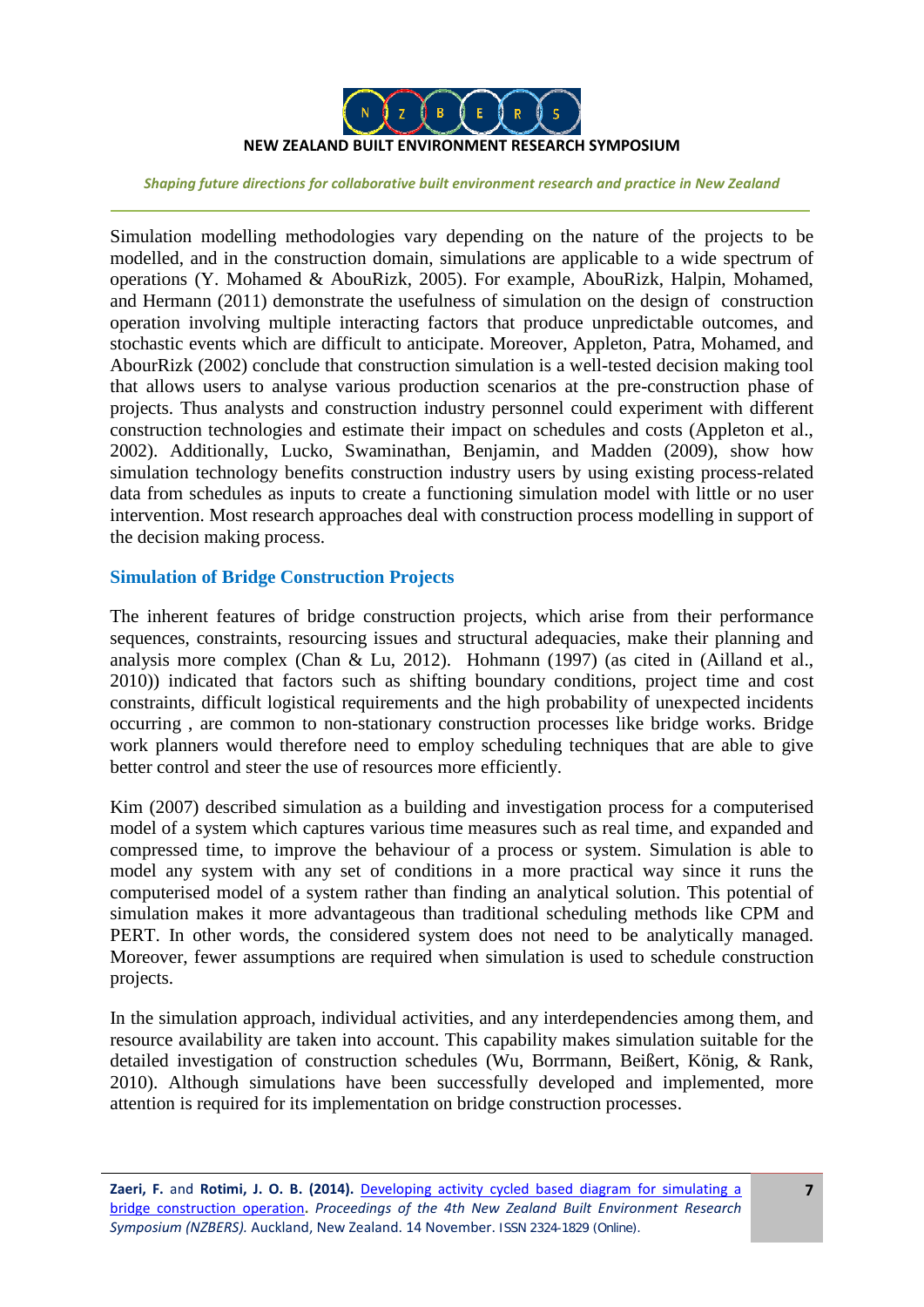Simulation modelling methodologies vary depending on the nature of the projects to be modelled, and in the construction domain, simulations are applicable to a wide spectrum of operations (Y. Mohamed & AbouRizk, 2005). For example, AbouRizk, Halpin, Mohamed, and Hermann (2011) demonstrate the usefulness of simulation on the design of construction operation involving multiple interacting factors that produce unpredictable outcomes, and stochastic events which are difficult to anticipate. Moreover, Appleton, Patra, Mohamed, and AbourRizk (2002) conclude that construction simulation is a well-tested decision making tool that allows users to analyse various production scenarios at the pre-construction phase of projects. Thus analysts and construction industry personnel could experiment with different construction technologies and estimate their impact on schedules and costs (Appleton et al., 2002). Additionally, Lucko, Swaminathan, Benjamin, and Madden (2009), show how simulation technology benefits construction industry users by using existing process-related data from schedules as inputs to create a functioning simulation model with little or no user intervention. Most research approaches deal with construction process modelling in support of the decision making process.

## Simulation of Bridge Construction Projects

The inherent features of bridge construction projects, which arise from their performance sequences, constraints, resourcing issues and structural adequacies, make their planning and analysis more complex (Chan & Lu, 2012). Hohmann (1997) (as cited in (Ailland et al., 2010)) indicated that factors such as shifting boundary conditions, project time and cost constraints, difficult logistical requirements and the high probability of unexpected incidents occurring , are common to non-stationary construction processes like bridge works. Bridge work planners would therefore need to employ scheduling techniques that are able to give better control and steer the use of resources more efficiently.

Kim (2007) described simulation as a building and investigation process for a computerised model of a system which captures various time measures such as real time, and expanded and compressed time, to improve the behaviour of a process or system. Simulation is able to model any system with any set of conditions in a more practical way since it runs the computerised model of a system rather than finding an analytical solution. This potential of simulation makes it more advantageous than traditional scheduling methods like CPM and PERT. In other words, the considered system does not need to be analytically managed. Moreover, fewer assumptions are required when simulation is used to schedule construction projects.

In the simulation approach, individual activities, and any interdependencies among them, and resource availability are taken into account. This capability makes simulation suitable for the detailed investigation of construction schedules (Wu, Borrmann, Beißert, König, & Rank, 2010). Although simulations have been successfully developed and implemented, more attention is required for its implementation on bridge construction processes.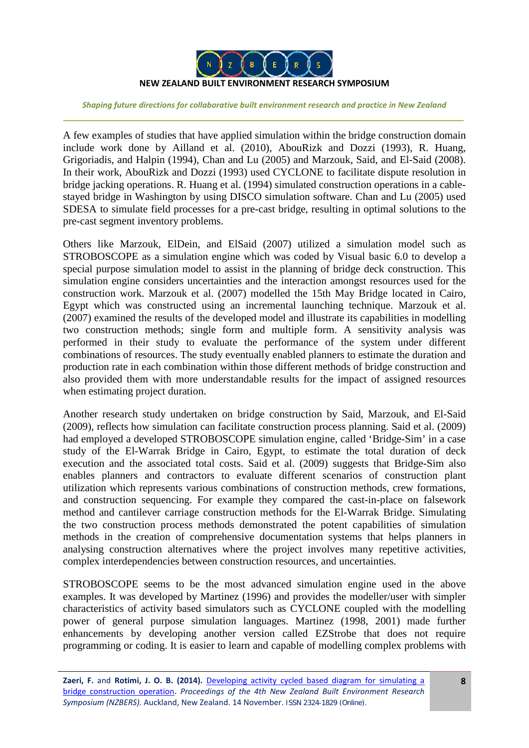A few examples of studies that have applied simulation within the bridge construction domain include work done by Ailland et al. (2010), AbouRizk and Dozzi (1993), R. Huang, Grigoriadis, and Halpin (1994), Chan and Lu (2005) and Marzouk, Said, and El-Said (2008). In their work, AbouRizk and Dozzi (1993) used CYCLONE to facilitate dispute resolution in bridge jacking operations. R. Huang et al. (1994) simulated construction operations in a cable-stayed bridge in Washington by using DISCO simulation software. Chan and Lu (2005) used SDESA to simulate field processes for a pre-cast bridge, resulting in optimal solutions to the pre-cast segment inventory problems.

Others like Marzouk, ElDein, and ElSaid (2007) utilized a simulation model such as STROBOSCOPE as a simulation engine which was coded by Visual basic 6.0 to develop a special purpose simulation model to assist in the planning of bridge deck construction. This simulation engine considers uncertainties and the interaction amongst resources used for the construction work. Marzouk et al. (2007) modelled the 15th May Bridge located in Cairo, Egypt which was constructed using an incremental launching technique. Marzouk et al. (2007) examined the results of the developed model and illustrate its capabilities in modelling two construction methods; single form and multiple form. A sensitivity analysis was performed in their study to evaluate the performance of the system under different combinations of resources. The study eventually enabled planners to estimate the duration and production rate in each combination within those different methods of bridge construction and also provided them with more understandable results for the impact of assigned resources when estimating project duration.

Another research study undertaken on bridge construction by Said, Marzouk, and El-Said (2009), reflects how simulation can facilitate construction process planning. Said et al. (2009) had employed a developed STROBOSCOPE simulation engine, called 'Bridge-Sim' in a case study of the El-Warrak Bridge in Cairo, Egypt, to estimate the total duration of deck execution and the associated total costs. Said et al. (2009) suggests that Bridge-Sim also enables planners and contractors to evaluate different scenarios of construction plant utilization which represents various combinations of construction methods, crew formations, and construction sequencing. For example they compared the cast-in-place on falsework method and cantilever carriage construction methods for the El-Warrak Bridge. Simulating the two construction process methods demonstrated the potent capabilities of simulation methods in the creation of comprehensive documentation systems that helps planners in analysing construction alternatives where the project involves many repetitive activities, complex interdependencies between construction resources, and uncertainties.

STROBOSCOPE seems to be the most advanced simulation engine used in the above examples. It was developed by Martinez (1996) and provides the modeller/user with simpler characteristics of activity based simulators such as CYCLONE coupled with the modelling power of general purpose simulation languages. Martinez (1998, 2001) made further enhancements by developing another version called EZStrobe that does not require programming or coding. It is easier to learn and capable of modelling complex problems with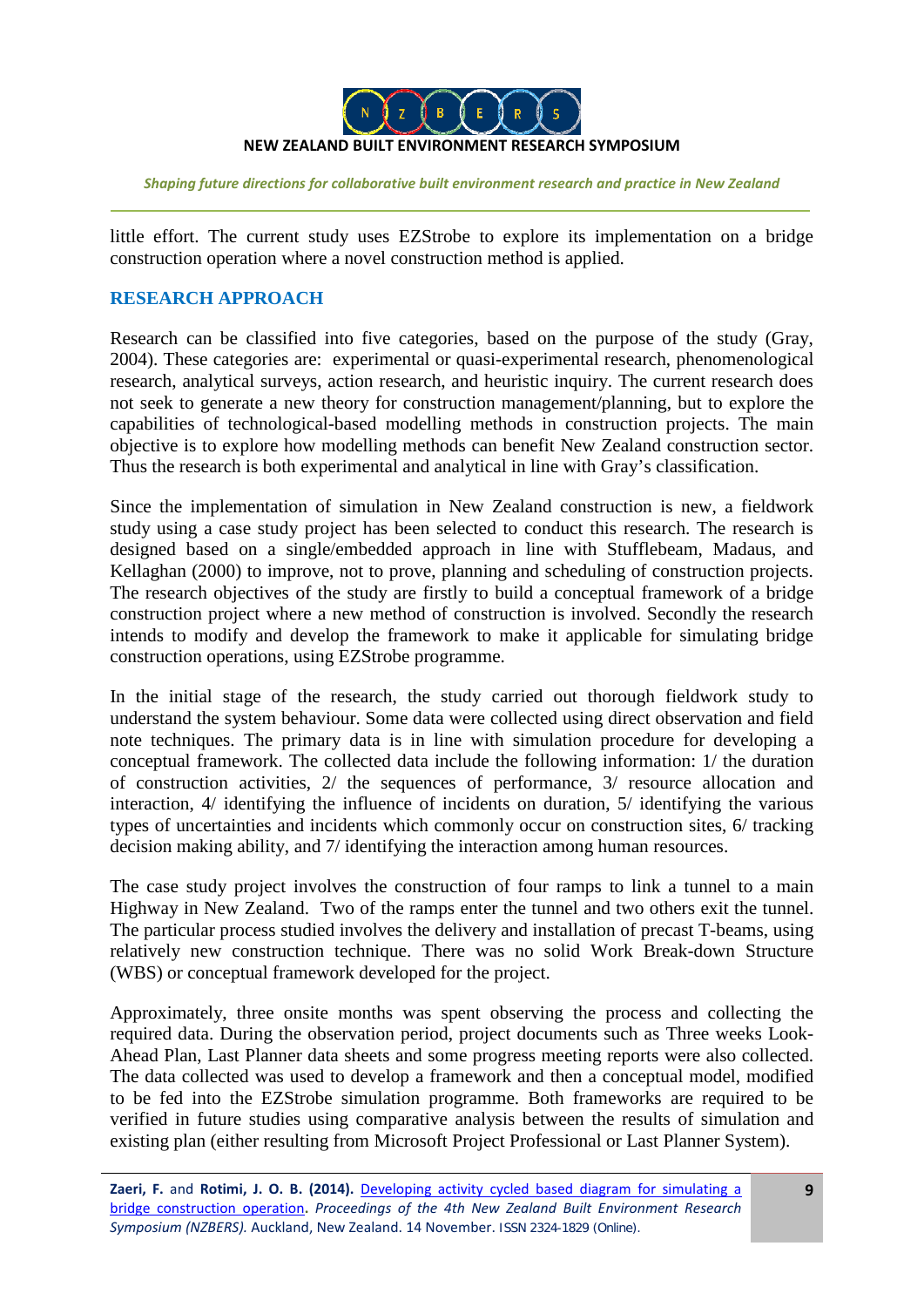little effort. The current study uses EZStrobe to explore its implementation on a bridge construction operation where a novel construction method is applied.

## RESEARCH APPROACH

Research can be classified into five categories, based on the purpose of the study (Gray, 2004). These categories are: experimental or quasi-experimental research, phenomenological research, analytical surveys, action research, and heuristic inquiry. The current research does not seek to generate a new theory for construction management/planning, but to explore the capabilities of technological-based modelling methods in construction projects. The main objective is to explore how modelling methods can benefit New Zealand construction sector. Thus the research is both experimental and analytical in line with Gray's classification.

Since the implementation of simulation in New Zealand construction is new, a fieldwork study using a case study project has been selected to conduct this research. The research is designed based on a single/embedded approach in line with Stufflebeam, Madaus, and Kellaghan (2000) to improve, not to prove, planning and scheduling of construction projects. The research objectives of the study are firstly to build a conceptual framework of a bridge construction project where a new method of construction is involved. Secondly the research intends to modify and develop the framework to make it applicable for simulating bridge construction operations, using EZStrobe programme.

In the initial stage of the research, the study carried out thorough fieldwork study to understand the system behaviour. Some data were collected using direct observation and field note techniques. The primary data is in line with simulation procedure for developing a conceptual framework. The collected data include the following information: 1/ the duration of construction activities, 2/ the sequences of performance, 3/ resource allocation and interaction, 4/ identifying the influence of incidents on duration, 5/ identifying the various types of uncertainties and incidents which commonly occur on construction sites, 6/ tracking decision making ability, and 7/ identifying the interaction among human resources.

The case study project involves the construction of four ramps to link a tunnel to a main Highway in New Zealand. Two of the ramps enter the tunnel and two others exit the tunnel. The particular process studied involves the delivery and installation of precast T-beams, using relatively new construction technique. There was no solid Work Break-down Structure (WBS) or conceptual framework developed for the project.

Approximately, three onsite months was spent observing the process and collecting the required data. During the observation period, project documents such as Three weeks Look-Ahead Plan, Last Planner data sheets and some progress meeting reports were also collected. The data collected was used to develop a framework and then a conceptual model, modified to be fed into the EZStrobe simulation programme. Both frameworks are required to be verified in future studies using comparative analysis between the results of simulation and existing plan (either resulting from Microsoft Project Professional or Last Planner System).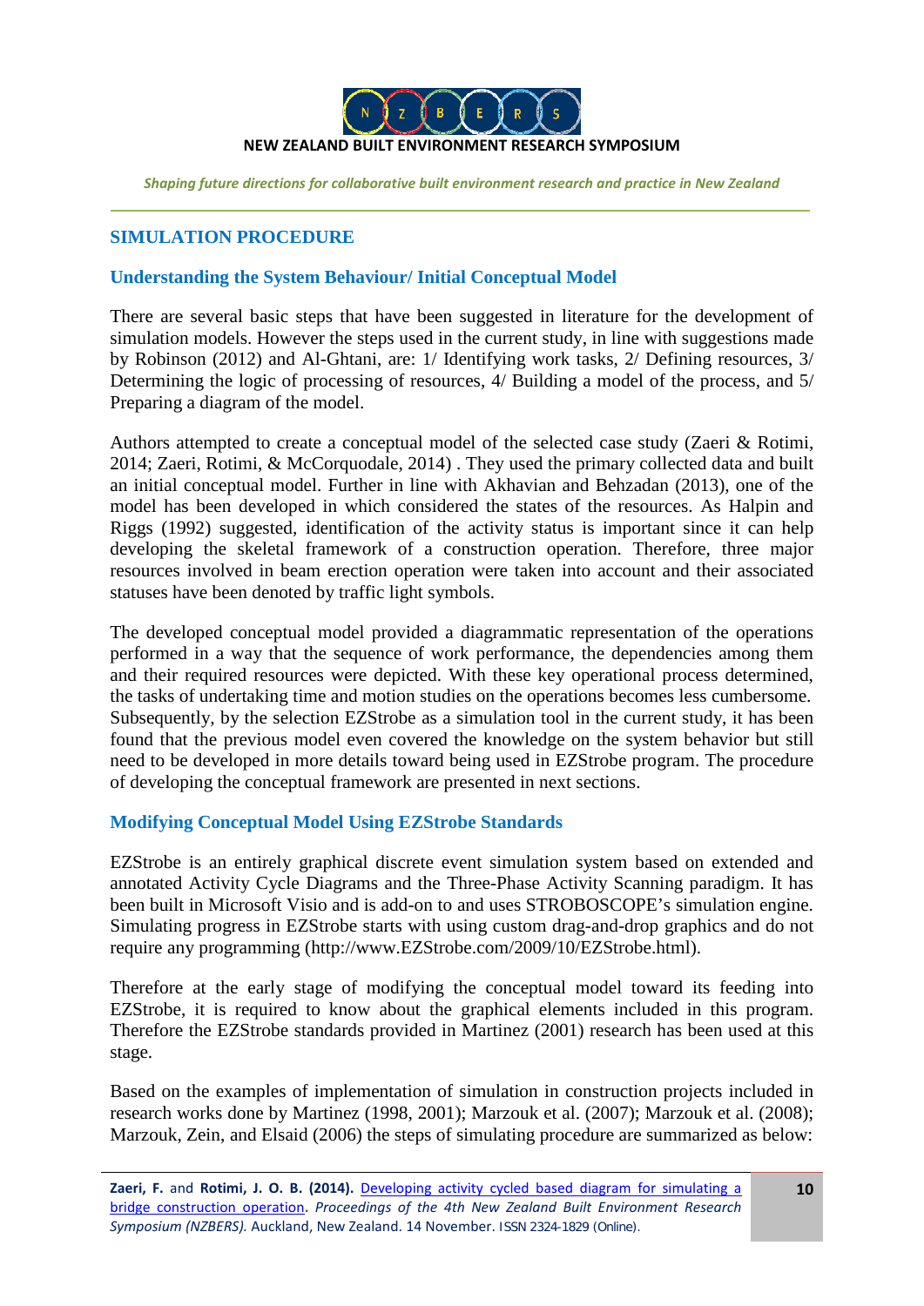## SIMULATION PROCEDURE

### Understanding the System Behaviour/ Initial Conceptual Model

There are several basic steps that have been suggested in literature for the development of simulation models. However the steps used in the current study, in line with suggestions made by Robinson (2012) and Al-Ghtani, are: 1/ Identifying work tasks, 2/ Defining resources, 3/ Determining the logic of processing of resources, 4/ Building a model of the process, and 5/ Preparing a diagram of the model.

Authors attempted to create a conceptual model of the selected case study (Zaeri & Rotimi, 2014; Zaeri, Rotimi, & McCorquodale, 2014) . They used the primary collected data and built an initial conceptual model. Further in line with Akhavian and Behzadan (2013), one of the model has been developed in which considered the states of the resources. As Halpin and Riggs (1992) suggested, identification of the activity status is important since it can help developing the skeletal framework of a construction operation. Therefore, three major resources involved in beam erection operation were taken into account and their associated statuses have been denoted by traffic light symbols.

The developed conceptual model provided a diagrammatic representation of the operations performed in a way that the sequence of work performance, the dependencies among them and their required resources were depicted. With these key operational process determined, the tasks of undertaking time and motion studies on the operations becomes less cumbersome. Subsequently, by the selection EZStrobe as a simulation tool in the current study, it has been found that the previous model even covered the knowledge on the system behavior but still need to be developed in more details toward being used in EZStrobe program. The procedure of developing the conceptual framework are presented in next sections.

### Modifying Conceptual Model Using EZStrobe Standards

EZStrobe is an entirely graphical discrete event simulation system based on extended and annotated Activity Cycle Diagrams and the Three-Phase Activity Scanning paradigm. It has been built in Microsoft Visio and is add-on to and uses STROBOSCOPE's simulation engine. Simulating progress in EZStrobe starts with using custom drag-and-drop graphics and do not require any programming (http://www.EZStrobe.com/2009/10/EZStrobe.html).

Therefore at the early stage of modifying the conceptual model toward its feeding into EZStrobe, it is required to know about the graphical elements included in this program. Therefore the EZStrobe standards provided in Martinez (2001) research has been used at this stage.

Based on the examples of implementation of simulation in construction projects included in research works done by Martinez (1998, 2001); Marzouk et al. (2007); Marzouk et al. (2008); Marzouk, Zein, and Elsaid (2006) the steps of simulating procedure are summarized as below: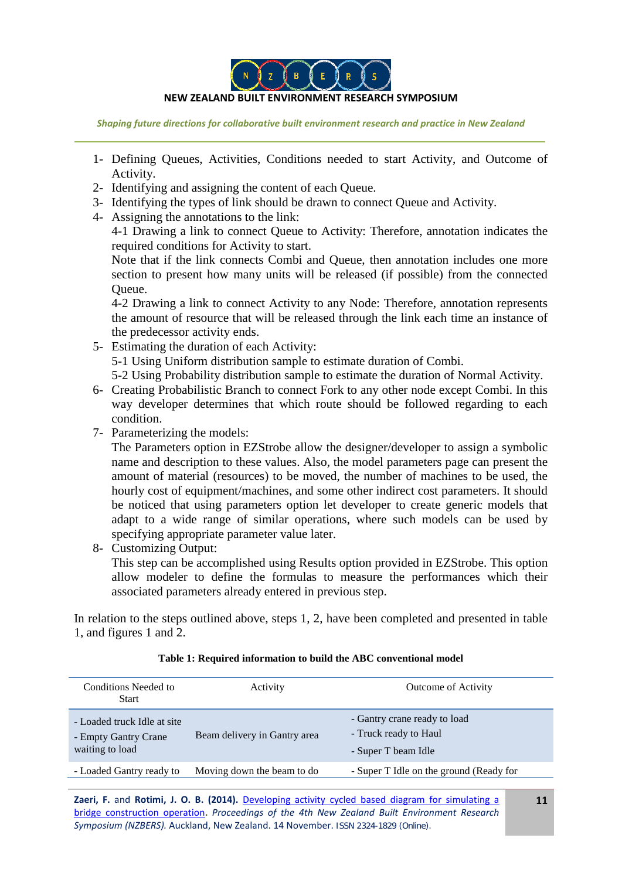1- Defining Queues, Activities, Conditions needed to start Activity, and Outcome of Activity.
2- Identifying and assigning the content of each Queue.
3- Identifying the types of link should be drawn to connect Queue and Activity.
4- Assigning the annotations to the link:
   4-1 Drawing a link to connect Queue to Activity: Therefore, annotation indicates the required conditions for Activity to start.
   Note that if the link connects Combi and Queue, then annotation includes one more section to present how many units will be released (if possible) from the connected Queue.
   4-2 Drawing a link to connect Activity to any Node: Therefore, annotation represents the amount of resource that will be released through the link each time an instance of the predecessor activity ends.
5- Estimating the duration of each Activity:
   5-1 Using Uniform distribution sample to estimate duration of Combi.
   5-2 Using Probability distribution sample to estimate the duration of Normal Activity.
6- Creating Probabilistic Branch to connect Fork to any other node except Combi. In this way developer determines that which route should be followed regarding to each condition.
7- Parameterizing the models:
   The Parameters option in EZStrobe allow the designer/developer to assign a symbolic name and description to these values. Also, the model parameters page can present the amount of material (resources) to be moved, the number of machines to be used, the hourly cost of equipment/machines, and some other indirect cost parameters. It should be noticed that using parameters option let developer to create generic models that adapt to a wide range of similar operations, where such models can be used by specifying appropriate parameter value later.
8- Customizing Output:
   This step can be accomplished using Results option provided in EZStrobe. This option allow modeler to define the formulas to measure the performances which their associated parameters already entered in previous step.

In relation to the steps outlined above, steps 1, 2, have been completed and presented in table 1, and figures 1 and 2.

**Table 1: Required information to build the ABC conventional model**

| Conditions Needed to Start | Activity | Outcome of Activity |
|---|---|---|
| - Loaded truck Idle at site<br>- Empty Gantry Crane waiting to load | Beam delivery in Gantry area | - Gantry crane ready to load<br>- Truck ready to Haul<br>- Super T beam Idle |
| - Loaded Gantry ready to | Moving down the beam to do | - Super T Idle on the ground (Ready for |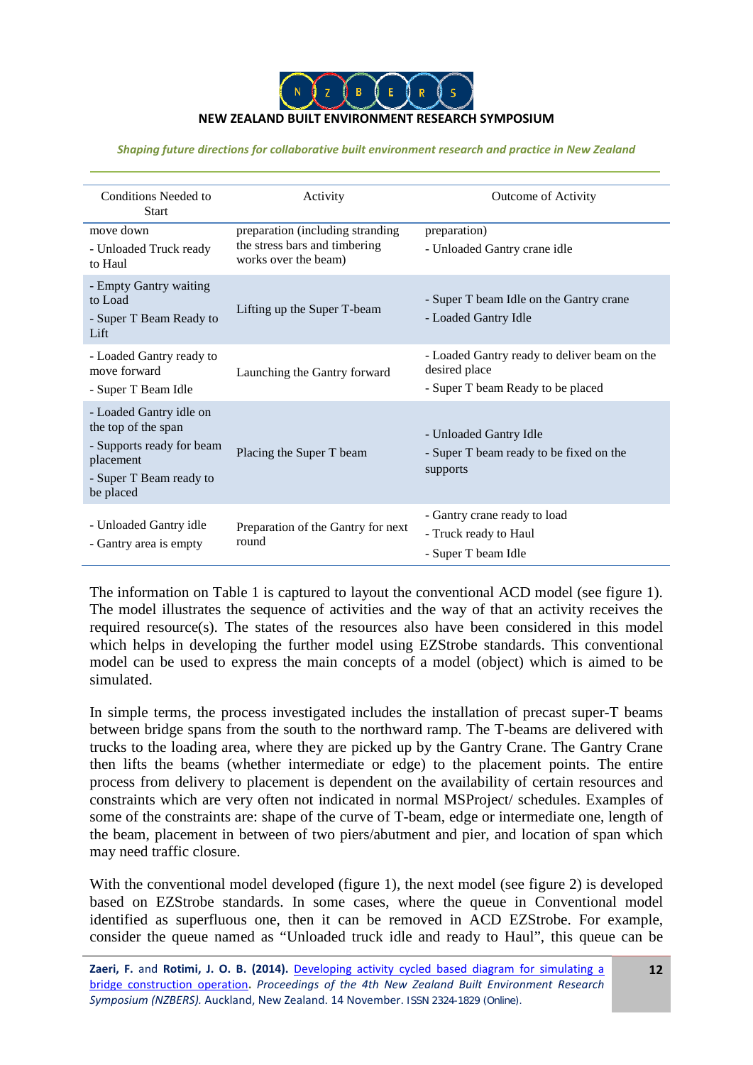| Conditions Needed to Start | Activity | Outcome of Activity |
|---|---|---|
| move down<br>- Unloaded Truck ready to Haul | preparation (including stranding the stress bars and timbering works over the beam) | preparation)<br>- Unloaded Gantry crane idle |
| - Empty Gantry waiting to Load<br>- Super T Beam Ready to Lift | Lifting up the Super T-beam | - Super T beam Idle on the Gantry crane<br>- Loaded Gantry Idle |
| - Loaded Gantry ready to move forward<br>- Super T Beam Idle | Launching the Gantry forward | - Loaded Gantry ready to deliver beam on the desired place<br>- Super T beam Ready to be placed |
| - Loaded Gantry idle on the top of the span<br>- Supports ready for beam placement<br>- Super T Beam ready to be placed | Placing the Super T beam | - Unloaded Gantry Idle<br>- Super T beam ready to be fixed on the supports |
| - Unloaded Gantry idle<br>- Gantry area is empty | Preparation of the Gantry for next round | - Gantry crane ready to load<br>- Truck ready to Haul<br>- Super T beam Idle |

The information on Table 1 is captured to layout the conventional ACD model (see figure 1). The model illustrates the sequence of activities and the way of that an activity receives the required resource(s). The states of the resources also have been considered in this model which helps in developing the further model using EZStrobe standards. This conventional model can be used to express the main concepts of a model (object) which is aimed to be simulated.

In simple terms, the process investigated includes the installation of precast super-T beams between bridge spans from the south to the northward ramp. The T-beams are delivered with trucks to the loading area, where they are picked up by the Gantry Crane. The Gantry Crane then lifts the beams (whether intermediate or edge) to the placement points. The entire process from delivery to placement is dependent on the availability of certain resources and constraints which are very often not indicated in normal MSProject/ schedules. Examples of some of the constraints are: shape of the curve of T-beam, edge or intermediate one, length of the beam, placement in between of two piers/abutment and pier, and location of span which may need traffic closure.

With the conventional model developed (figure 1), the next model (see figure 2) is developed based on EZStrobe standards. In some cases, where the queue in Conventional model identified as superfluous one, then it can be removed in ACD EZStrobe. For example, consider the queue named as "Unloaded truck idle and ready to Haul", this queue can be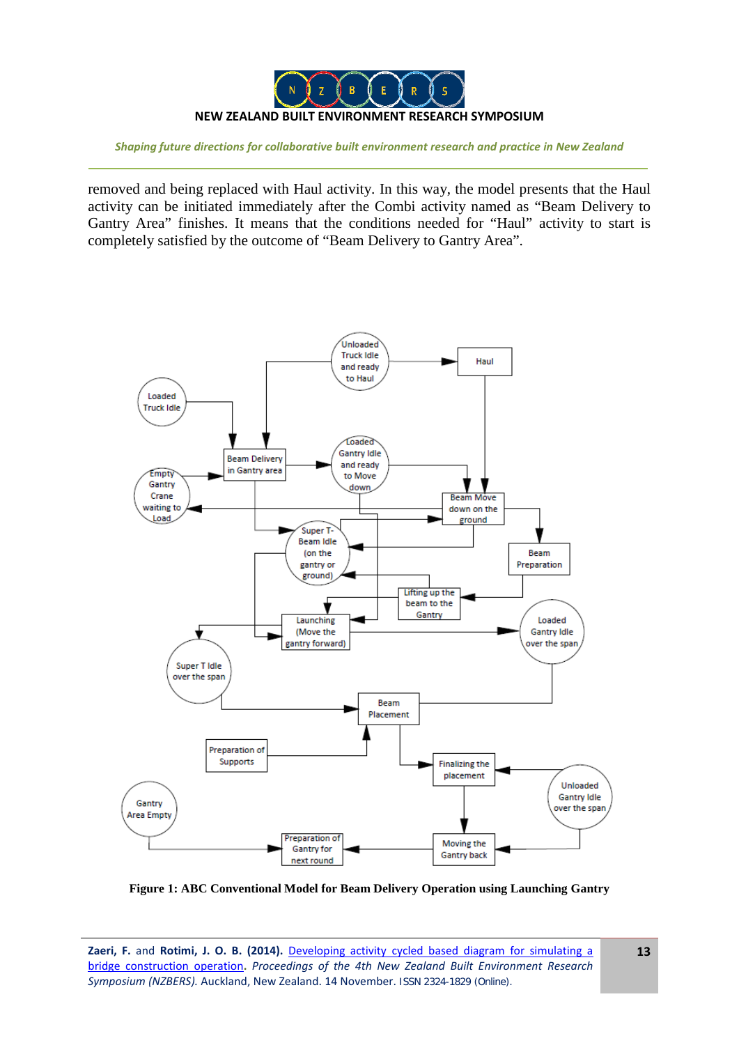removed and being replaced with Haul activity. In this way, the model presents that the Haul activity can be initiated immediately after the Combi activity named as "Beam Delivery to Gantry Area" finishes. It means that the conditions needed for "Haul" activity to start is completely satisfied by the outcome of "Beam Delivery to Gantry Area".

**Figure 1: ABC Conventional Model for Beam Delivery Operation using Launching Gantry**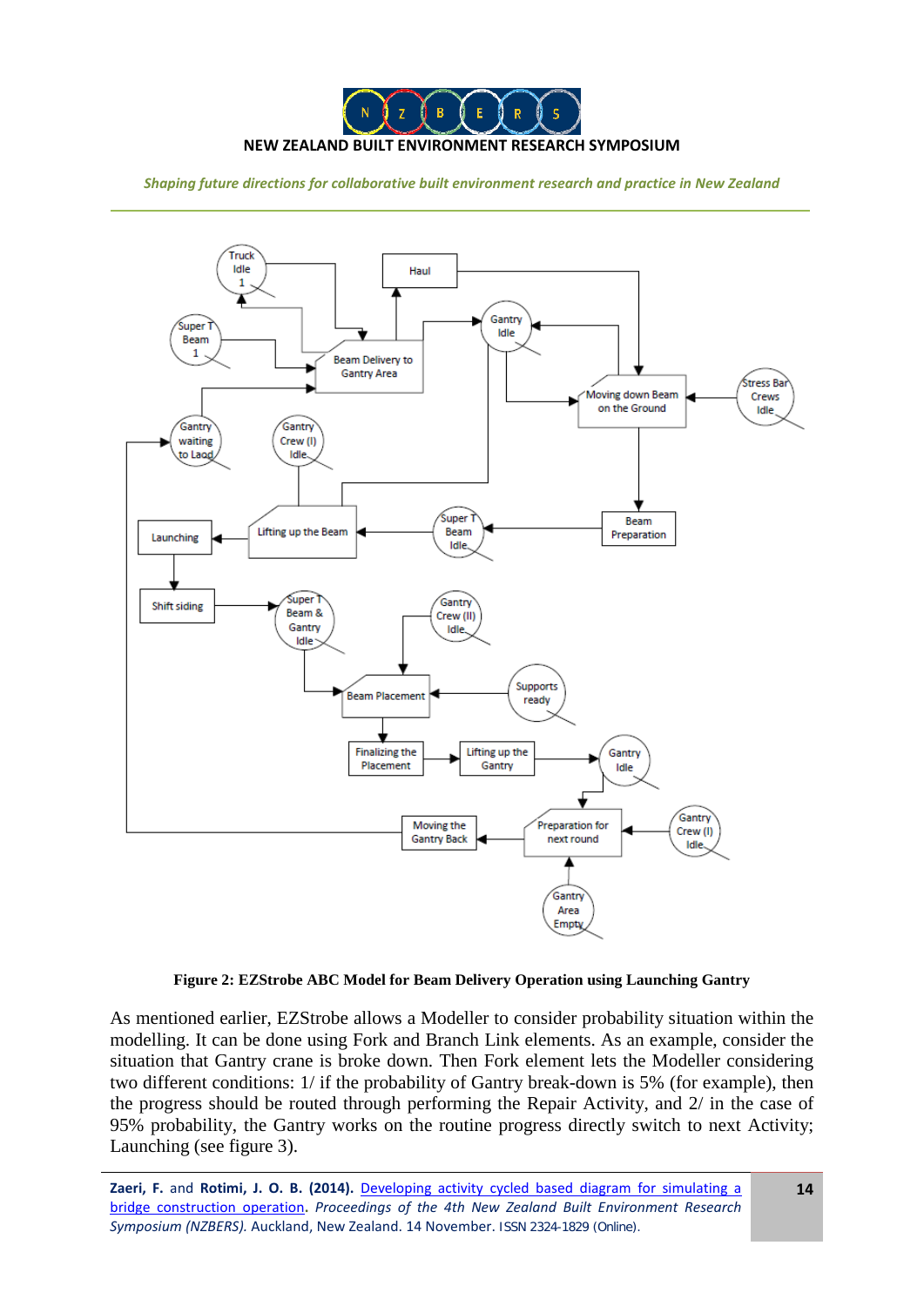**Figure 2: EZStrobe ABC Model for Beam Delivery Operation using Launching Gantry**

As mentioned earlier, EZStrobe allows a Modeller to consider probability situation within the modelling. It can be done using Fork and Branch Link elements. As an example, consider the situation that Gantry crane is broke down. Then Fork element lets the Modeller considering two different conditions: 1/ if the probability of Gantry break-down is 5% (for example), then the progress should be routed through performing the Repair Activity, and 2/ in the case of 95% probability, the Gantry works on the routine progress directly switch to next Activity; Launching (see figure 3).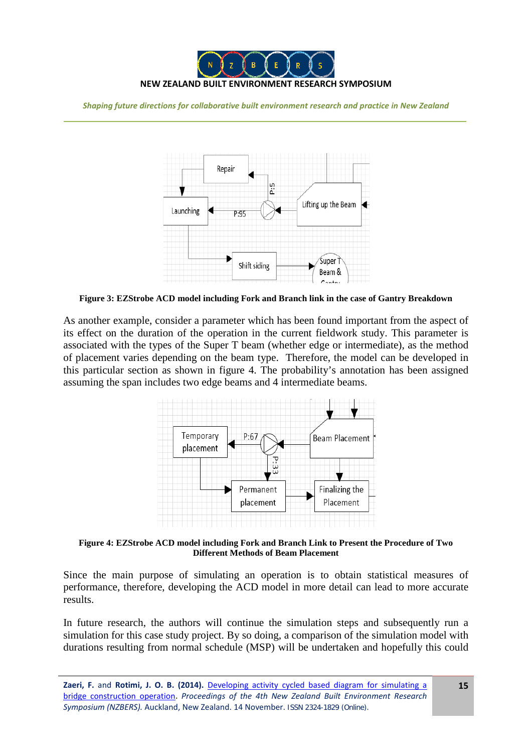**Figure 3: EZStrobe ACD model including Fork and Branch link in the case of Gantry Breakdown**

As another example, consider a parameter which has been found important from the aspect of its effect on the duration of the operation in the current fieldwork study. This parameter is associated with the types of the Super T beam (whether edge or intermediate), as the method of placement varies depending on the beam type. Therefore, the model can be developed in this particular section as shown in figure 4. The probability's annotation has been assigned assuming the span includes two edge beams and 4 intermediate beams.

**Figure 4: EZStrobe ACD model including Fork and Branch Link to Present the Procedure of Two Different Methods of Beam Placement**

Since the main purpose of simulating an operation is to obtain statistical measures of performance, therefore, developing the ACD model in more detail can lead to more accurate results.

In future research, the authors will continue the simulation steps and subsequently run a simulation for this case study project. By so doing, a comparison of the simulation model with durations resulting from normal schedule (MSP) will be undertaken and hopefully this could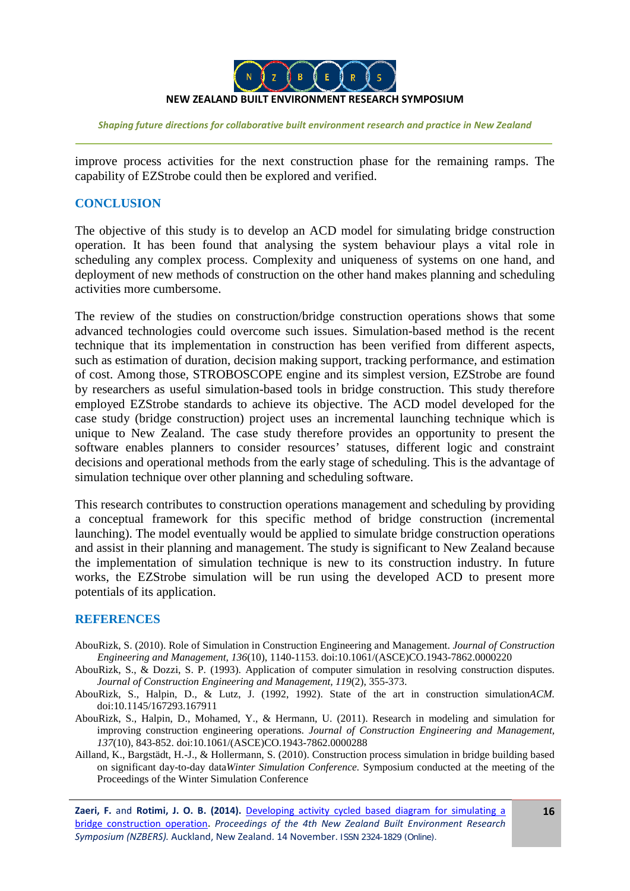improve process activities for the next construction phase for the remaining ramps. The capability of EZStrobe could then be explored and verified.

## CONCLUSION

The objective of this study is to develop an ACD model for simulating bridge construction operation. It has been found that analysing the system behaviour plays a vital role in scheduling any complex process. Complexity and uniqueness of systems on one hand, and deployment of new methods of construction on the other hand makes planning and scheduling activities more cumbersome.

The review of the studies on construction/bridge construction operations shows that some advanced technologies could overcome such issues. Simulation-based method is the recent technique that its implementation in construction has been verified from different aspects, such as estimation of duration, decision making support, tracking performance, and estimation of cost. Among those, STROBOSCOPE engine and its simplest version, EZStrobe are found by researchers as useful simulation-based tools in bridge construction. This study therefore employed EZStrobe standards to achieve its objective. The ACD model developed for the case study (bridge construction) project uses an incremental launching technique which is unique to New Zealand. The case study therefore provides an opportunity to present the software enables planners to consider resources' statuses, different logic and constraint decisions and operational methods from the early stage of scheduling. This is the advantage of simulation technique over other planning and scheduling software.

This research contributes to construction operations management and scheduling by providing a conceptual framework for this specific method of bridge construction (incremental launching). The model eventually would be applied to simulate bridge construction operations and assist in their planning and management. The study is significant to New Zealand because the implementation of simulation technique is new to its construction industry. In future works, the EZStrobe simulation will be run using the developed ACD to present more potentials of its application.

## REFERENCES

AbouRizk, S. (2010). Role of Simulation in Construction Engineering and Management. *Journal of Construction Engineering and Management, 136*(10), 1140-1153. doi:10.1061/(ASCE)CO.1943-7862.0000220

AbouRizk, S., & Dozzi, S. P. (1993). Application of computer simulation in resolving construction disputes. *Journal of Construction Engineering and Management, 119*(2), 355-373.

AbouRizk, S., Halpin, D., & Lutz, J. (1992, 1992). State of the art in construction simulation*ACM.* doi:10.1145/167293.167911

AbouRizk, S., Halpin, D., Mohamed, Y., & Hermann, U. (2011). Research in modeling and simulation for improving construction engineering operations. *Journal of Construction Engineering and Management, 137*(10), 843-852. doi:10.1061/(ASCE)CO.1943-7862.0000288

Ailland, K., Bargstädt, H.-J., & Hollermann, S. (2010). Construction process simulation in bridge building based on significant day-to-day data*Winter Simulation Conference.* Symposium conducted at the meeting of the Proceedings of the Winter Simulation Conference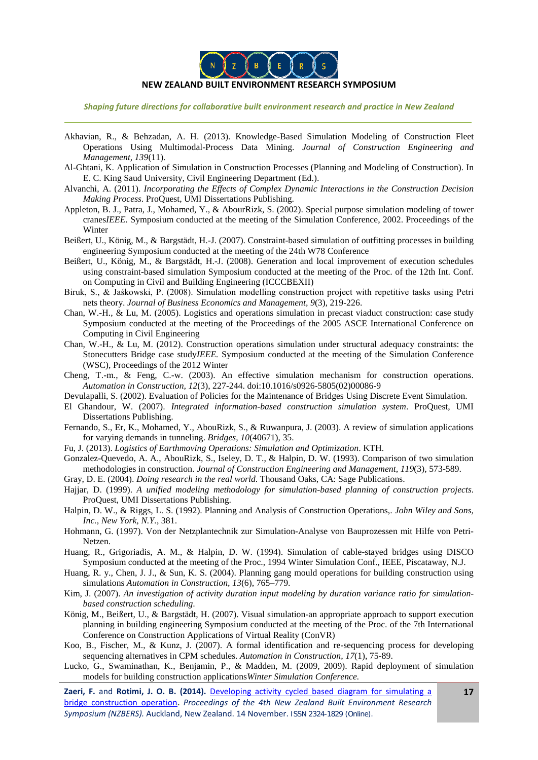Akhavian, R., & Behzadan, A. H. (2013). Knowledge-Based Simulation Modeling of Construction Fleet Operations Using Multimodal-Process Data Mining. *Journal of Construction Engineering and Management, 139*(11).

Al-Ghtani, K. Application of Simulation in Construction Processes (Planning and Modeling of Construction). In E. C. King Saud University, Civil Engineering Department (Ed.).

Alvanchi, A. (2011). *Incorporating the Effects of Complex Dynamic Interactions in the Construction Decision Making Process*. ProQuest, UMI Dissertations Publishing.

Appleton, B. J., Patra, J., Mohamed, Y., & AbourRizk, S. (2002). Special purpose simulation modeling of tower cranes*IEEE*. Symposium conducted at the meeting of the Simulation Conference, 2002. Proceedings of the Winter

Beißert, U., König, M., & Bargstädt, H.-J. (2007). Constraint-based simulation of outfitting processes in building engineering Symposium conducted at the meeting of the 24th W78 Conference

Beißert, U., König, M., & Bargstädt, H.-J. (2008). Generation and local improvement of execution schedules using constraint-based simulation Symposium conducted at the meeting of the Proc. of the 12th Int. Conf. on Computing in Civil and Building Engineering (ICCCBEXII)

Biruk, S., & Jaśkowski, P. (2008). Simulation modelling construction project with repetitive tasks using Petri nets theory. *Journal of Business Economics and Management, 9*(3), 219-226.

Chan, W.-H., & Lu, M. (2005). Logistics and operations simulation in precast viaduct construction: case study Symposium conducted at the meeting of the Proceedings of the 2005 ASCE International Conference on Computing in Civil Engineering

Chan, W.-H., & Lu, M. (2012). Construction operations simulation under structural adequacy constraints: the Stonecutters Bridge case study*IEEE*. Symposium conducted at the meeting of the Simulation Conference (WSC), Proceedings of the 2012 Winter

Cheng, T.-m., & Feng, C.-w. (2003). An effective simulation mechanism for construction operations. *Automation in Construction, 12*(3), 227-244. doi:10.1016/s0926-5805(02)00086-9

Devulapalli, S. (2002). Evaluation of Policies for the Maintenance of Bridges Using Discrete Event Simulation.

El Ghandour, W. (2007). *Integrated information-based construction simulation system*. ProQuest, UMI Dissertations Publishing.

Fernando, S., Er, K., Mohamed, Y., AbouRizk, S., & Ruwanpura, J. (2003). A review of simulation applications for varying demands in tunneling. *Bridges, 10*(40671), 35.

Fu, J. (2013). *Logistics of Earthmoving Operations: Simulation and Optimization*. KTH.

Gonzalez-Quevedo, A. A., AbouRizk, S., Iseley, D. T., & Halpin, D. W. (1993). Comparison of two simulation methodologies in construction. *Journal of Construction Engineering and Management, 119*(3), 573-589.

Gray, D. E. (2004). *Doing research in the real world*. Thousand Oaks, CA: Sage Publications.

Hajjar, D. (1999). *A unified modeling methodology for simulation-based planning of construction projects*. ProQuest, UMI Dissertations Publishing.

Halpin, D. W., & Riggs, L. S. (1992). Planning and Analysis of Construction Operations,. *John Wiley and Sons, Inc., New York, N.Y.*, 381.

Hohmann, G. (1997). Von der Netzplantechnik zur Simulation-Analyse von Bauprozessen mit Hilfe von Petri-Netzen.

Huang, R., Grigoriadis, A. M., & Halpin, D. W. (1994). Simulation of cable-stayed bridges using DISCO Symposium conducted at the meeting of the Proc., 1994 Winter Simulation Conf., IEEE, Piscataway, N.J.

Huang, R. y., Chen, J. J., & Sun, K. S. (2004). Planning gang mould operations for building construction using simulations *Automation in Construction, 13*(6), 765–779.

Kim, J. (2007). *An investigation of activity duration input modeling by duration variance ratio for simulation-based construction scheduling.*

König, M., Beißert, U., & Bargstädt, H. (2007). Visual simulation-an appropriate approach to support execution planning in building engineering Symposium conducted at the meeting of the Proc. of the 7th International Conference on Construction Applications of Virtual Reality (ConVR)

Koo, B., Fischer, M., & Kunz, J. (2007). A formal identification and re-sequencing process for developing sequencing alternatives in CPM schedules. *Automation in Construction, 17*(1), 75-89.

Lucko, G., Swaminathan, K., Benjamin, P., & Madden, M. (2009, 2009). Rapid deployment of simulation models for building construction applications*Winter Simulation Conference.*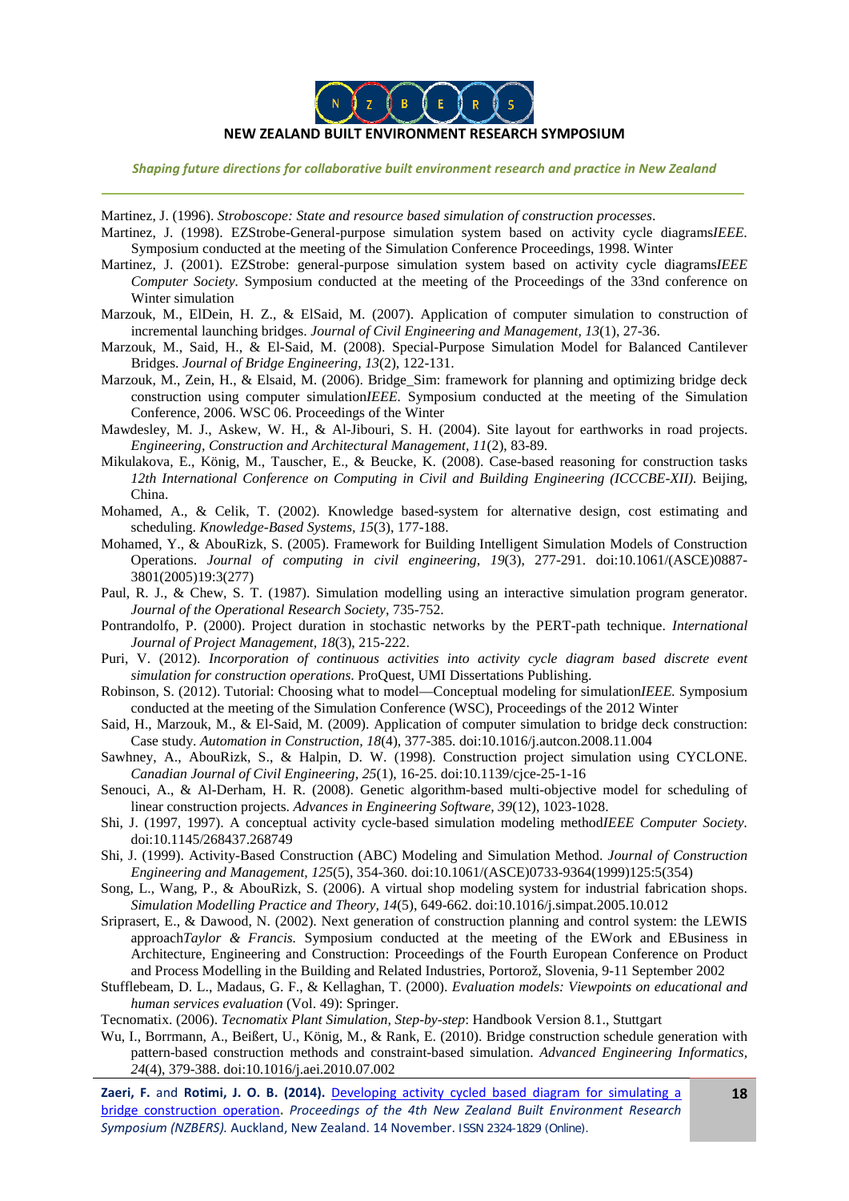Martinez, J. (1996). *Stroboscope: State and resource based simulation of construction processes*.

Martinez, J. (1998). EZStrobe-General-purpose simulation system based on activity cycle diagrams*IEEE.* Symposium conducted at the meeting of the Simulation Conference Proceedings, 1998. Winter

Martinez, J. (2001). EZStrobe: general-purpose simulation system based on activity cycle diagrams*IEEE Computer Society.* Symposium conducted at the meeting of the Proceedings of the 33nd conference on Winter simulation

Marzouk, M., ElDein, H. Z., & ElSaid, M. (2007). Application of computer simulation to construction of incremental launching bridges. *Journal of Civil Engineering and Management, 13*(1), 27-36.

Marzouk, M., Said, H., & El-Said, M. (2008). Special-Purpose Simulation Model for Balanced Cantilever Bridges. *Journal of Bridge Engineering, 13*(2), 122-131.

Marzouk, M., Zein, H., & Elsaid, M. (2006). Bridge_Sim: framework for planning and optimizing bridge deck construction using computer simulation*IEEE.* Symposium conducted at the meeting of the Simulation Conference, 2006. WSC 06. Proceedings of the Winter

Mawdesley, M. J., Askew, W. H., & Al-Jibouri, S. H. (2004). Site layout for earthworks in road projects. *Engineering, Construction and Architectural Management, 11*(2), 83-89.

Mikulakova, E., König, M., Tauscher, E., & Beucke, K. (2008). Case-based reasoning for construction tasks *12th International Conference on Computing in Civil and Building Engineering (ICCCBE-XII).* Beijing, China.

Mohamed, A., & Celik, T. (2002). Knowledge based-system for alternative design, cost estimating and scheduling. *Knowledge-Based Systems, 15*(3), 177-188.

Mohamed, Y., & AbouRizk, S. (2005). Framework for Building Intelligent Simulation Models of Construction Operations. *Journal of computing in civil engineering, 19*(3), 277-291. doi:10.1061/(ASCE)0887-3801(2005)19:3(277)

Paul, R. J., & Chew, S. T. (1987). Simulation modelling using an interactive simulation program generator. *Journal of the Operational Research Society*, 735-752.

Pontrandolfo, P. (2000). Project duration in stochastic networks by the PERT-path technique. *International Journal of Project Management, 18*(3), 215-222.

Puri, V. (2012). *Incorporation of continuous activities into activity cycle diagram based discrete event simulation for construction operations*. ProQuest, UMI Dissertations Publishing.

Robinson, S. (2012). Tutorial: Choosing what to model—Conceptual modeling for simulation*IEEE.* Symposium conducted at the meeting of the Simulation Conference (WSC), Proceedings of the 2012 Winter

Said, H., Marzouk, M., & El-Said, M. (2009). Application of computer simulation to bridge deck construction: Case study. *Automation in Construction, 18*(4), 377-385. doi:10.1016/j.autcon.2008.11.004

Sawhney, A., AbouRizk, S., & Halpin, D. W. (1998). Construction project simulation using CYCLONE. *Canadian Journal of Civil Engineering, 25*(1), 16-25. doi:10.1139/cjce-25-1-16

Senouci, A., & Al-Derham, H. R. (2008). Genetic algorithm-based multi-objective model for scheduling of linear construction projects. *Advances in Engineering Software, 39*(12), 1023-1028.

Shi, J. (1997, 1997). A conceptual activity cycle-based simulation modeling method*IEEE Computer Society.* doi:10.1145/268437.268749

Shi, J. (1999). Activity-Based Construction (ABC) Modeling and Simulation Method. *Journal of Construction Engineering and Management, 125*(5), 354-360. doi:10.1061/(ASCE)0733-9364(1999)125:5(354)

Song, L., Wang, P., & AbouRizk, S. (2006). A virtual shop modeling system for industrial fabrication shops. *Simulation Modelling Practice and Theory, 14*(5), 649-662. doi:10.1016/j.simpat.2005.10.012

Sriprasert, E., & Dawood, N. (2002). Next generation of construction planning and control system: the LEWIS approach*Taylor & Francis.* Symposium conducted at the meeting of the EWork and EBusiness in Architecture, Engineering and Construction: Proceedings of the Fourth European Conference on Product and Process Modelling in the Building and Related Industries, Portorož, Slovenia, 9-11 September 2002

Stufflebeam, D. L., Madaus, G. F., & Kellaghan, T. (2000). *Evaluation models: Viewpoints on educational and human services evaluation* (Vol. 49): Springer.

Tecnomatix. (2006). *Tecnomatix Plant Simulation, Step-by-step*: Handbook Version 8.1., Stuttgart

Wu, I., Borrmann, A., Beißert, U., König, M., & Rank, E. (2010). Bridge construction schedule generation with pattern-based construction methods and constraint-based simulation. *Advanced Engineering Informatics, 24*(4), 379-388. doi:10.1016/j.aei.2010.07.002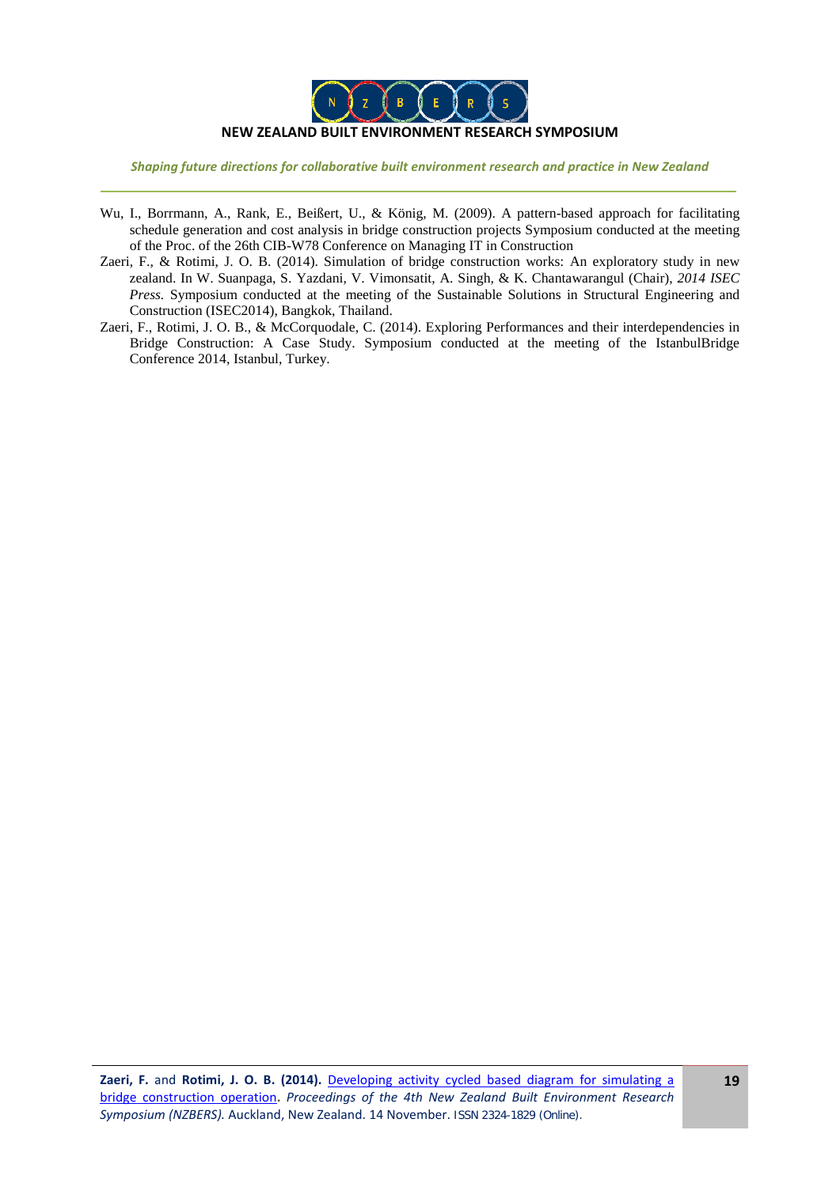Wu, I., Borrmann, A., Rank, E., Beißert, U., & König, M. (2009). A pattern-based approach for facilitating schedule generation and cost analysis in bridge construction projects Symposium conducted at the meeting of the Proc. of the 26th CIB-W78 Conference on Managing IT in Construction

Zaeri, F., & Rotimi, J. O. B. (2014). Simulation of bridge construction works: An exploratory study in new zealand. In W. Suanpaga, S. Yazdani, V. Vimonsatit, A. Singh, & K. Chantawarangul (Chair), *2014 ISEC Press.* Symposium conducted at the meeting of the Sustainable Solutions in Structural Engineering and Construction (ISEC2014), Bangkok, Thailand.

Zaeri, F., Rotimi, J. O. B., & McCorquodale, C. (2014). Exploring Performances and their interdependencies in Bridge Construction: A Case Study. Symposium conducted at the meeting of the IstanbulBridge Conference 2014, Istanbul, Turkey.